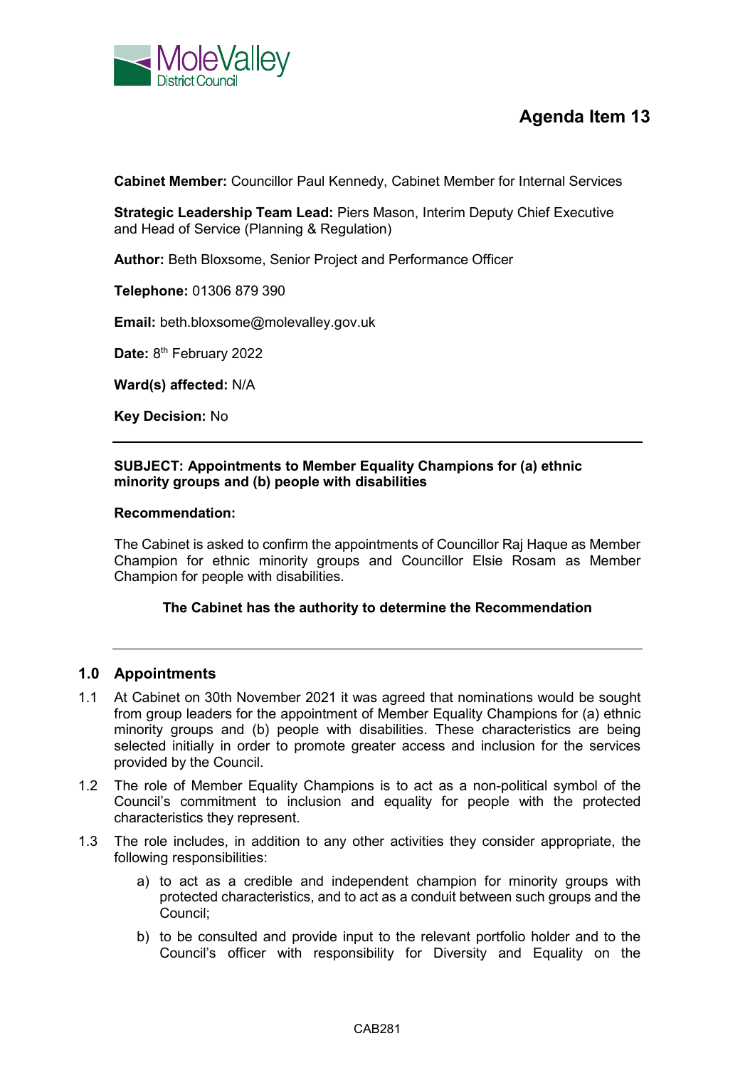Mole Valley District Council

# Agenda Item 13

**Cabinet Member:** Councillor Paul Kennedy, Cabinet Member for Internal Services

**Strategic Leadership Team Lead:** Piers Mason, Interim Deputy Chief Executive and Head of Service (Planning & Regulation)

**Author:** Beth Bloxsome, Senior Project and Performance Officer

**Telephone:** 01306 879 390

**Email:** beth.bloxsome@molevalley.gov.uk

**Date:** 8th February 2022

**Ward(s) affected:** N/A

**Key Decision:** No

---

**SUBJECT: Appointments to Member Equality Champions for (a) ethnic minority groups and (b) people with disabilities**

**Recommendation:**

The Cabinet is asked to confirm the appointments of Councillor Raj Haque as Member Champion for ethnic minority groups and Councillor Elsie Rosam as Member Champion for people with disabilities.

**The Cabinet has the authority to determine the Recommendation**

---

## 1.0 Appointments

1.1 At Cabinet on 30th November 2021 it was agreed that nominations would be sought from group leaders for the appointment of Member Equality Champions for (a) ethnic minority groups and (b) people with disabilities. These characteristics are being selected initially in order to promote greater access and inclusion for the services provided by the Council.

1.2 The role of Member Equality Champions is to act as a non-political symbol of the Council's commitment to inclusion and equality for people with the protected characteristics they represent.

1.3 The role includes, in addition to any other activities they consider appropriate, the following responsibilities:

a) to act as a credible and independent champion for minority groups with protected characteristics, and to act as a conduit between such groups and the Council;

b) to be consulted and provide input to the relevant portfolio holder and to the Council's officer with responsibility for Diversity and Equality on the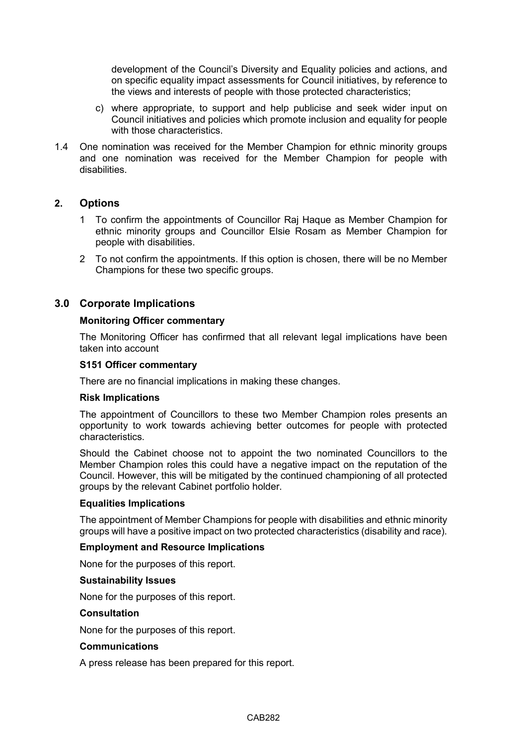development of the Council's Diversity and Equality policies and actions, and on specific equality impact assessments for Council initiatives, by reference to the views and interests of people with those protected characteristics;

c) where appropriate, to support and help publicise and seek wider input on Council initiatives and policies which promote inclusion and equality for people with those characteristics.

1.4 One nomination was received for the Member Champion for ethnic minority groups and one nomination was received for the Member Champion for people with disabilities.

## 2. Options

1 To confirm the appointments of Councillor Raj Haque as Member Champion for ethnic minority groups and Councillor Elsie Rosam as Member Champion for people with disabilities.

2 To not confirm the appointments. If this option is chosen, there will be no Member Champions for these two specific groups.

## 3.0 Corporate Implications

**Monitoring Officer commentary**

The Monitoring Officer has confirmed that all relevant legal implications have been taken into account

**S151 Officer commentary**

There are no financial implications in making these changes.

**Risk Implications**

The appointment of Councillors to these two Member Champion roles presents an opportunity to work towards achieving better outcomes for people with protected characteristics.

Should the Cabinet choose not to appoint the two nominated Councillors to the Member Champion roles this could have a negative impact on the reputation of the Council. However, this will be mitigated by the continued championing of all protected groups by the relevant Cabinet portfolio holder.

**Equalities Implications**

The appointment of Member Champions for people with disabilities and ethnic minority groups will have a positive impact on two protected characteristics (disability and race).

**Employment and Resource Implications**

None for the purposes of this report.

**Sustainability Issues**

None for the purposes of this report.

**Consultation**

None for the purposes of this report.

**Communications**

A press release has been prepared for this report.